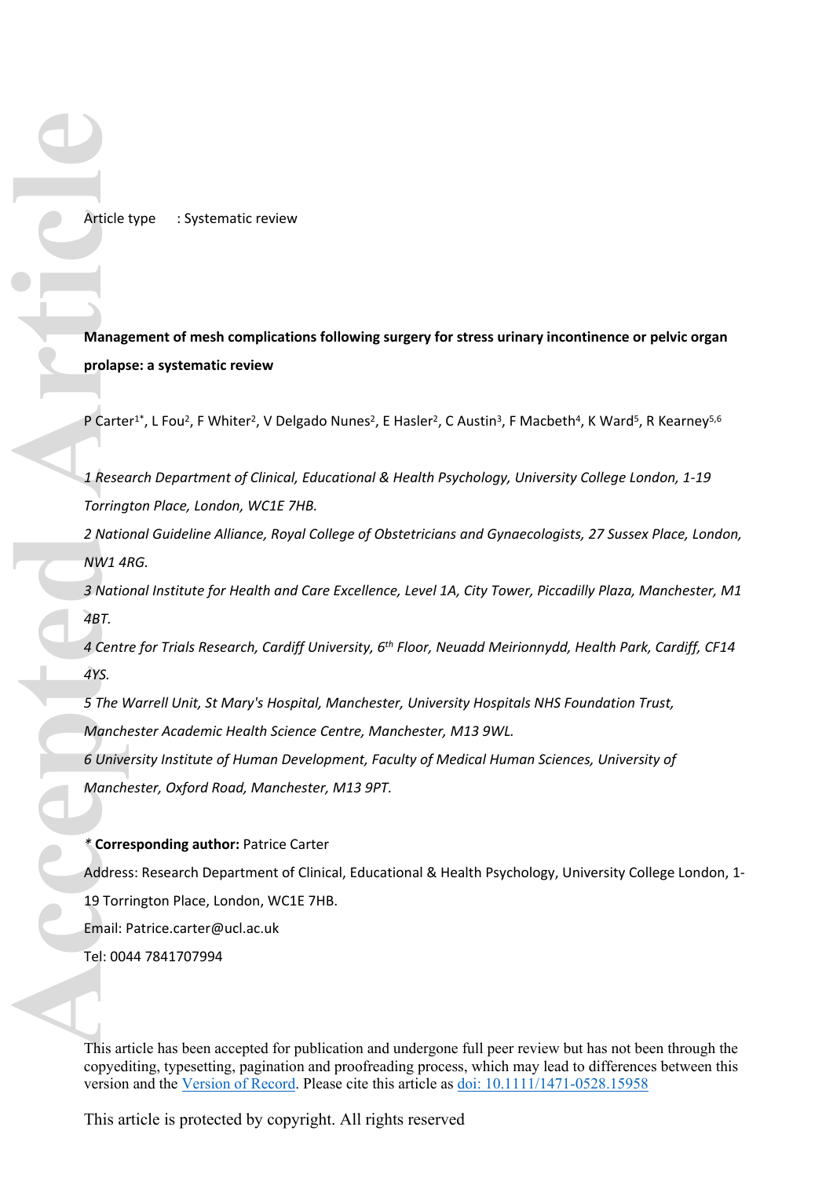Article type : Systematic review

# Management of mesh complications following surgery for stress urinary incontinence or pelvic organ prolapse: a systematic review

P Carter[1*], L Fou[2], F Whiter[2], V Delgado Nunes[2], E Hasler[2], C Austin[3], F Macbeth[4], K Ward[5], R Kearney[5,6]

*1 Research Department of Clinical, Educational & Health Psychology, University College London, 1-19 Torrington Place, London, WC1E 7HB.*

*2 National Guideline Alliance, Royal College of Obstetricians and Gynaecologists, 27 Sussex Place, London, NW1 4RG.*

*3 National Institute for Health and Care Excellence, Level 1A, City Tower, Piccadilly Plaza, Manchester, M1 4BT.*

*4 Centre for Trials Research, Cardiff University, 6th Floor, Neuadd Meirionnydd, Health Park, Cardiff, CF14 4YS.*

*5 The Warrell Unit, St Mary's Hospital, Manchester, University Hospitals NHS Foundation Trust, Manchester Academic Health Science Centre, Manchester, M13 9WL.*

*6 University Institute of Human Development, Faculty of Medical Human Sciences, University of Manchester, Oxford Road, Manchester, M13 9PT.*

*\* **Corresponding author:** Patrice Carter

Address: Research Department of Clinical, Educational & Health Psychology, University College London, 1-19 Torrington Place, London, WC1E 7HB.

Email: Patrice.carter@ucl.ac.uk

Tel: 0044 7841707994

This article has been accepted for publication and undergone full peer review but has not been through the copyediting, typesetting, pagination and proofreading process, which may lead to differences between this version and the Version of Record. Please cite this article as doi: 10.1111/1471-0528.15958

This article is protected by copyright. All rights reserved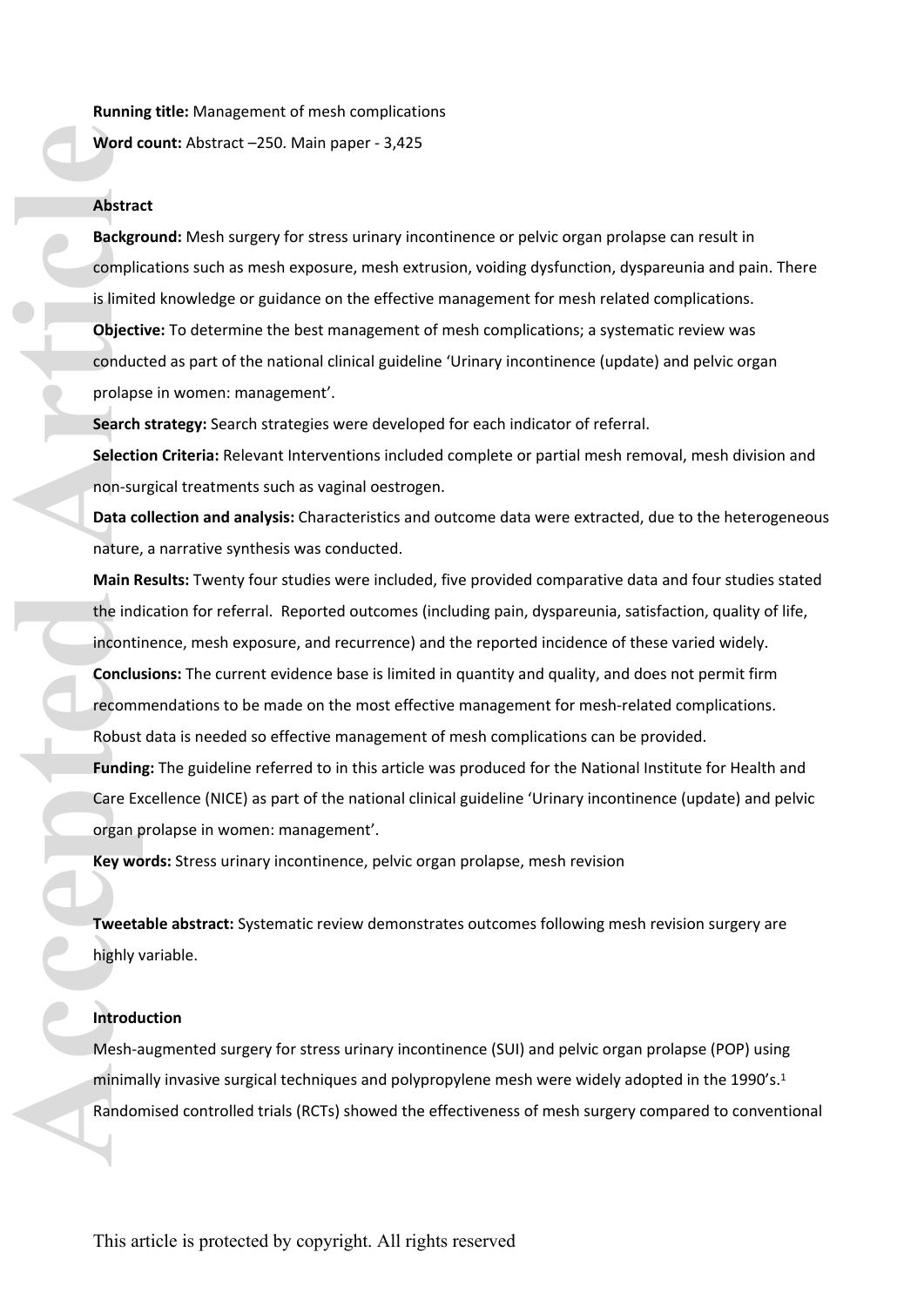**Running title:** Management of mesh complications

**Word count:** Abstract –250. Main paper - 3,425

**Abstract**

**Background:** Mesh surgery for stress urinary incontinence or pelvic organ prolapse can result in complications such as mesh exposure, mesh extrusion, voiding dysfunction, dyspareunia and pain. There is limited knowledge or guidance on the effective management for mesh related complications.

**Objective:** To determine the best management of mesh complications; a systematic review was conducted as part of the national clinical guideline 'Urinary incontinence (update) and pelvic organ prolapse in women: management'.

**Search strategy:** Search strategies were developed for each indicator of referral.

**Selection Criteria:** Relevant Interventions included complete or partial mesh removal, mesh division and non-surgical treatments such as vaginal oestrogen.

**Data collection and analysis:** Characteristics and outcome data were extracted, due to the heterogeneous nature, a narrative synthesis was conducted.

**Main Results:** Twenty four studies were included, five provided comparative data and four studies stated the indication for referral. Reported outcomes (including pain, dyspareunia, satisfaction, quality of life, incontinence, mesh exposure, and recurrence) and the reported incidence of these varied widely.

**Conclusions:** The current evidence base is limited in quantity and quality, and does not permit firm recommendations to be made on the most effective management for mesh-related complications. Robust data is needed so effective management of mesh complications can be provided.

**Funding:** The guideline referred to in this article was produced for the National Institute for Health and Care Excellence (NICE) as part of the national clinical guideline 'Urinary incontinence (update) and pelvic organ prolapse in women: management'.

**Key words:** Stress urinary incontinence, pelvic organ prolapse, mesh revision

**Tweetable abstract:** Systematic review demonstrates outcomes following mesh revision surgery are highly variable.

## Introduction

Mesh-augmented surgery for stress urinary incontinence (SUI) and pelvic organ prolapse (POP) using minimally invasive surgical techniques and polypropylene mesh were widely adopted in the 1990's.[1] Randomised controlled trials (RCTs) showed the effectiveness of mesh surgery compared to conventional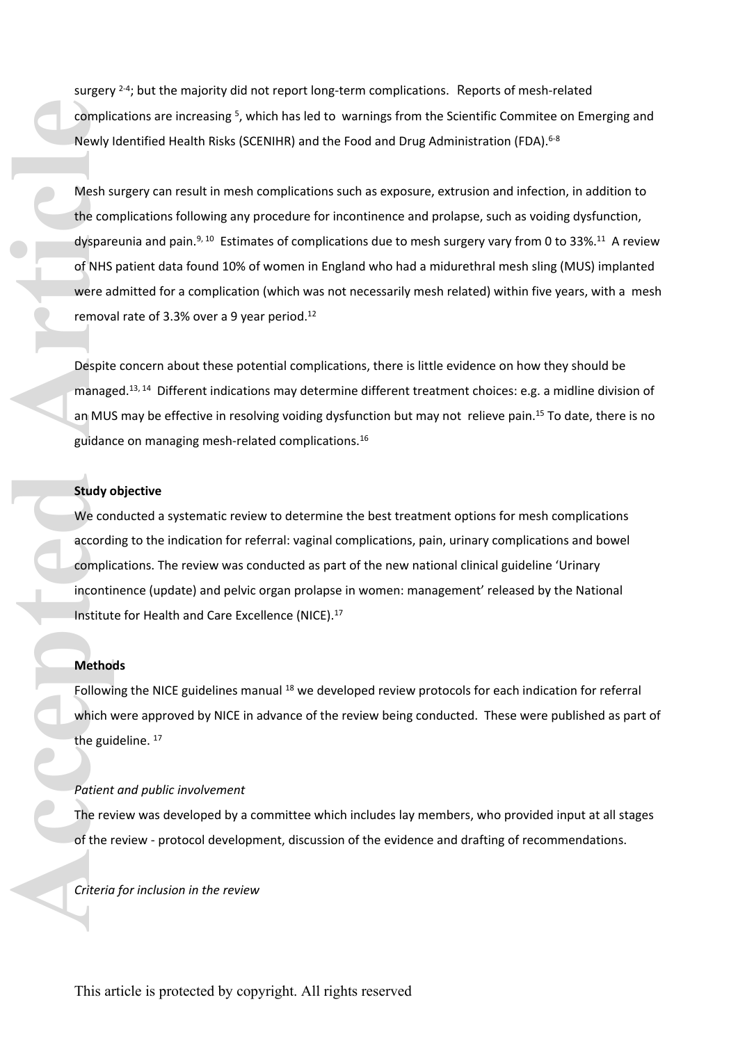surgery [2-4]; but the majority did not report long-term complications. Reports of mesh-related complications are increasing [5], which has led to warnings from the Scientific Commitee on Emerging and Newly Identified Health Risks (SCENIHR) and the Food and Drug Administration (FDA).[6-8]

Mesh surgery can result in mesh complications such as exposure, extrusion and infection, in addition to the complications following any procedure for incontinence and prolapse, such as voiding dysfunction, dyspareunia and pain.[9, 10] Estimates of complications due to mesh surgery vary from 0 to 33%.[11] A review of NHS patient data found 10% of women in England who had a midurethral mesh sling (MUS) implanted were admitted for a complication (which was not necessarily mesh related) within five years, with a mesh removal rate of 3.3% over a 9 year period.[12]

Despite concern about these potential complications, there is little evidence on how they should be managed.[13, 14] Different indications may determine different treatment choices: e.g. a midline division of an MUS may be effective in resolving voiding dysfunction but may not relieve pain.[15] To date, there is no guidance on managing mesh-related complications.[16]

**Study objective**

We conducted a systematic review to determine the best treatment options for mesh complications according to the indication for referral: vaginal complications, pain, urinary complications and bowel complications. The review was conducted as part of the new national clinical guideline 'Urinary incontinence (update) and pelvic organ prolapse in women: management' released by the National Institute for Health and Care Excellence (NICE).[17]

**Methods**

Following the NICE guidelines manual [18] we developed review protocols for each indication for referral which were approved by NICE in advance of the review being conducted. These were published as part of the guideline. [17]

*Patient and public involvement*

The review was developed by a committee which includes lay members, who provided input at all stages of the review - protocol development, discussion of the evidence and drafting of recommendations.

*Criteria for inclusion in the review*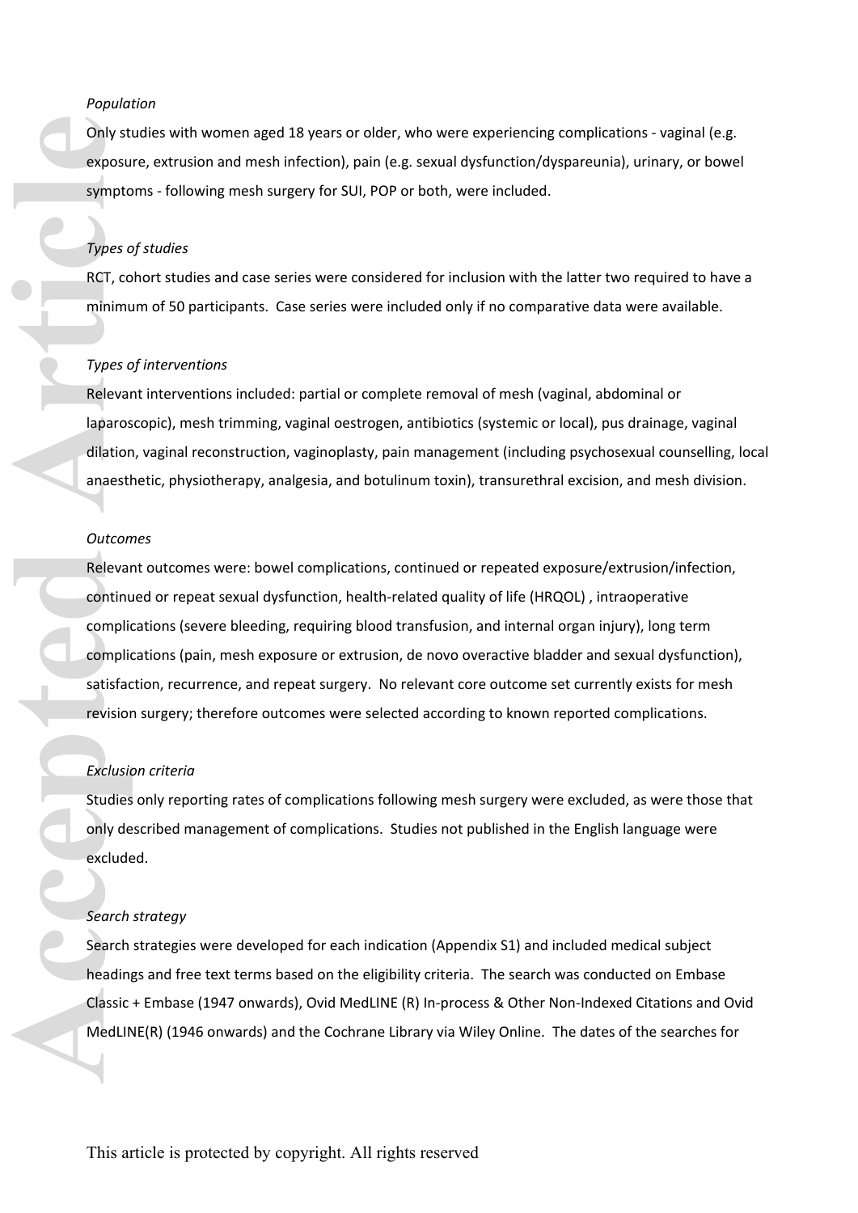*Population*

Only studies with women aged 18 years or older, who were experiencing complications - vaginal (e.g. exposure, extrusion and mesh infection), pain (e.g. sexual dysfunction/dyspareunia), urinary, or bowel symptoms - following mesh surgery for SUI, POP or both, were included.

*Types of studies*

RCT, cohort studies and case series were considered for inclusion with the latter two required to have a minimum of 50 participants. Case series were included only if no comparative data were available.

*Types of interventions*

Relevant interventions included: partial or complete removal of mesh (vaginal, abdominal or laparoscopic), mesh trimming, vaginal oestrogen, antibiotics (systemic or local), pus drainage, vaginal dilation, vaginal reconstruction, vaginoplasty, pain management (including psychosexual counselling, local anaesthetic, physiotherapy, analgesia, and botulinum toxin), transurethral excision, and mesh division.

*Outcomes*

Relevant outcomes were: bowel complications, continued or repeated exposure/extrusion/infection, continued or repeat sexual dysfunction, health-related quality of life (HRQOL) , intraoperative complications (severe bleeding, requiring blood transfusion, and internal organ injury), long term complications (pain, mesh exposure or extrusion, de novo overactive bladder and sexual dysfunction), satisfaction, recurrence, and repeat surgery. No relevant core outcome set currently exists for mesh revision surgery; therefore outcomes were selected according to known reported complications.

*Exclusion criteria*

Studies only reporting rates of complications following mesh surgery were excluded, as were those that only described management of complications. Studies not published in the English language were excluded.

*Search strategy*

Search strategies were developed for each indication (Appendix S1) and included medical subject headings and free text terms based on the eligibility criteria. The search was conducted on Embase Classic + Embase (1947 onwards), Ovid MedLINE (R) In-process & Other Non-Indexed Citations and Ovid MedLINE(R) (1946 onwards) and the Cochrane Library via Wiley Online. The dates of the searches for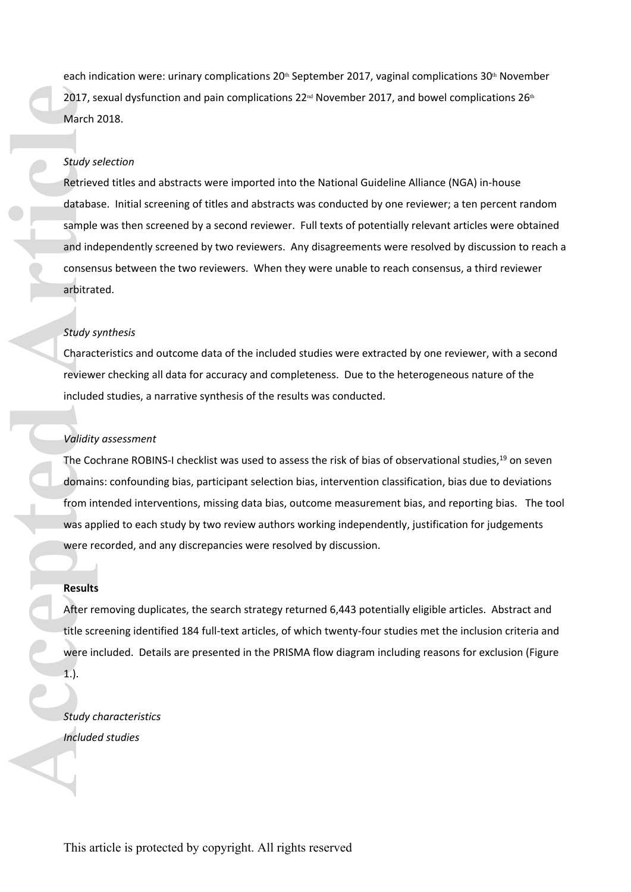each indication were: urinary complications 20th September 2017, vaginal complications 30th November 2017, sexual dysfunction and pain complications 22nd November 2017, and bowel complications 26th March 2018.

*Study selection*

Retrieved titles and abstracts were imported into the National Guideline Alliance (NGA) in-house database. Initial screening of titles and abstracts was conducted by one reviewer; a ten percent random sample was then screened by a second reviewer. Full texts of potentially relevant articles were obtained and independently screened by two reviewers. Any disagreements were resolved by discussion to reach a consensus between the two reviewers. When they were unable to reach consensus, a third reviewer arbitrated.

*Study synthesis*

Characteristics and outcome data of the included studies were extracted by one reviewer, with a second reviewer checking all data for accuracy and completeness. Due to the heterogeneous nature of the included studies, a narrative synthesis of the results was conducted.

*Validity assessment*

The Cochrane ROBINS-I checklist was used to assess the risk of bias of observational studies,[19] on seven domains: confounding bias, participant selection bias, intervention classification, bias due to deviations from intended interventions, missing data bias, outcome measurement bias, and reporting bias. The tool was applied to each study by two review authors working independently, justification for judgements were recorded, and any discrepancies were resolved by discussion.

**Results**

After removing duplicates, the search strategy returned 6,443 potentially eligible articles. Abstract and title screening identified 184 full-text articles, of which twenty-four studies met the inclusion criteria and were included. Details are presented in the PRISMA flow diagram including reasons for exclusion (Figure 1.).

*Study characteristics*

*Included studies*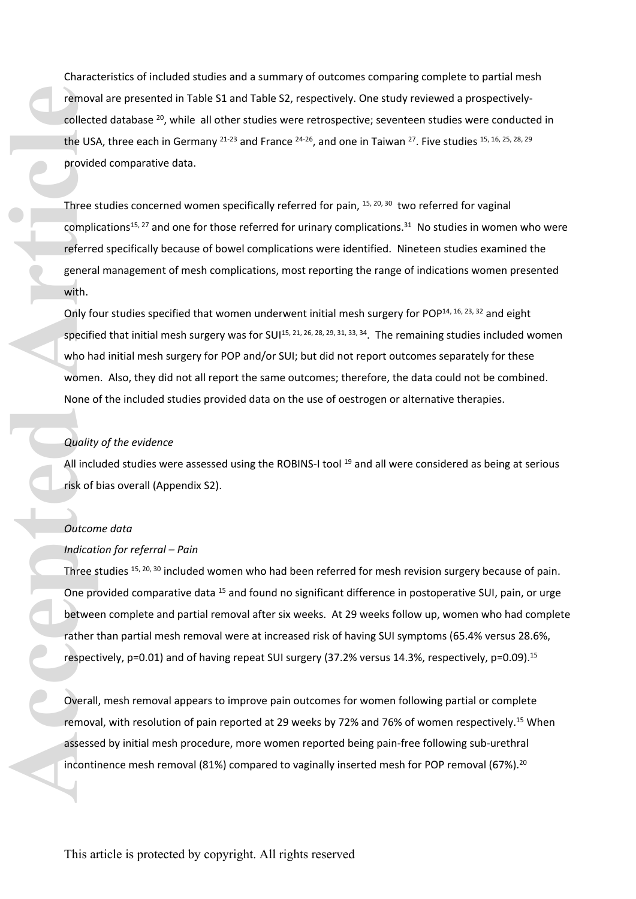Characteristics of included studies and a summary of outcomes comparing complete to partial mesh removal are presented in Table S1 and Table S2, respectively. One study reviewed a prospectively-collected database [20], while all other studies were retrospective; seventeen studies were conducted in the USA, three each in Germany [21-23] and France [24-26], and one in Taiwan [27]. Five studies [15, 16, 25, 28, 29] provided comparative data.

Three studies concerned women specifically referred for pain, [15, 20, 30] two referred for vaginal complications[15, 27] and one for those referred for urinary complications.[31] No studies in women who were referred specifically because of bowel complications were identified. Nineteen studies examined the general management of mesh complications, most reporting the range of indications women presented with.

Only four studies specified that women underwent initial mesh surgery for POP[14, 16, 23, 32] and eight specified that initial mesh surgery was for SUI[15, 21, 26, 28, 29, 31, 33, 34]. The remaining studies included women who had initial mesh surgery for POP and/or SUI; but did not report outcomes separately for these women. Also, they did not all report the same outcomes; therefore, the data could not be combined. None of the included studies provided data on the use of oestrogen or alternative therapies.

*Quality of the evidence*

All included studies were assessed using the ROBINS-I tool [19] and all were considered as being at serious risk of bias overall (Appendix S2).

*Outcome data*

*Indication for referral – Pain*

Three studies [15, 20, 30] included women who had been referred for mesh revision surgery because of pain. One provided comparative data [15] and found no significant difference in postoperative SUI, pain, or urge between complete and partial removal after six weeks. At 29 weeks follow up, women who had complete rather than partial mesh removal were at increased risk of having SUI symptoms (65.4% versus 28.6%, respectively, p=0.01) and of having repeat SUI surgery (37.2% versus 14.3%, respectively, p=0.09).[15]

Overall, mesh removal appears to improve pain outcomes for women following partial or complete removal, with resolution of pain reported at 29 weeks by 72% and 76% of women respectively.[15] When assessed by initial mesh procedure, more women reported being pain-free following sub-urethral incontinence mesh removal (81%) compared to vaginally inserted mesh for POP removal (67%).[20]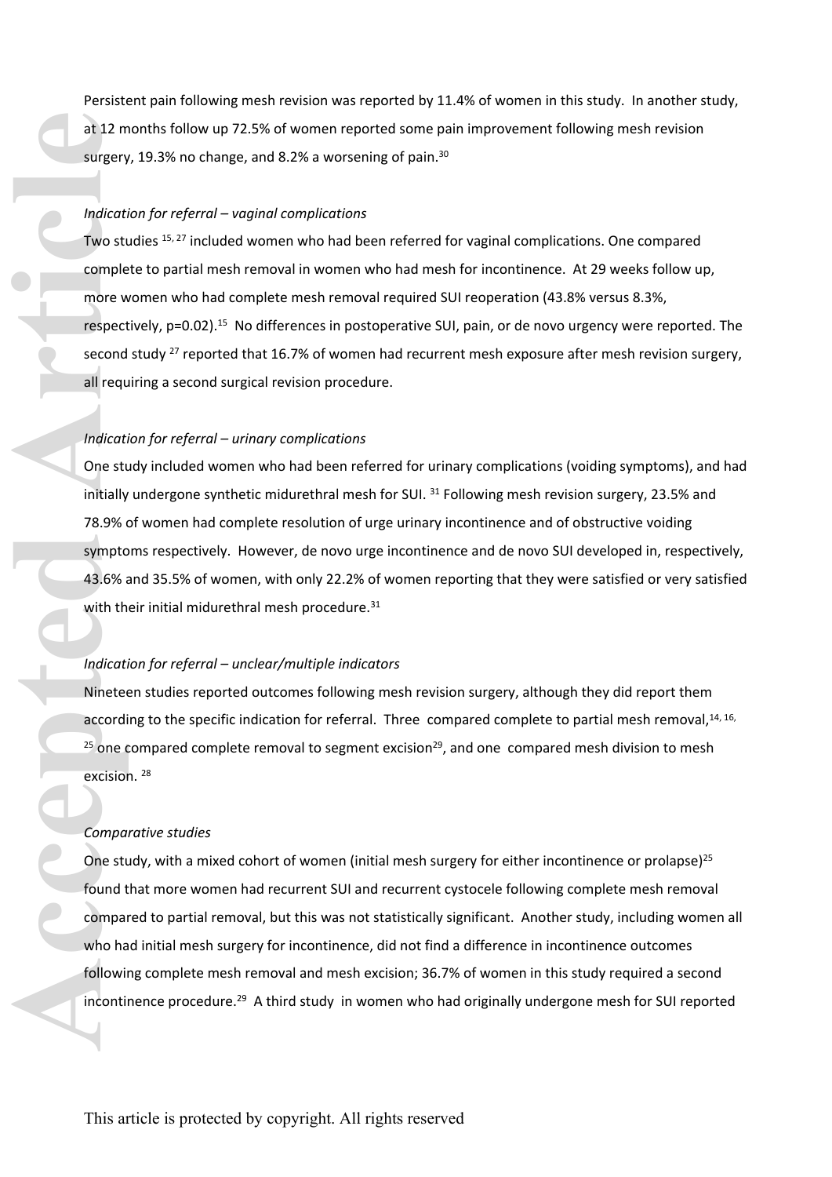Persistent pain following mesh revision was reported by 11.4% of women in this study. In another study, at 12 months follow up 72.5% of women reported some pain improvement following mesh revision surgery, 19.3% no change, and 8.2% a worsening of pain.[30]

*Indication for referral – vaginal complications*

Two studies [15, 27] included women who had been referred for vaginal complications. One compared complete to partial mesh removal in women who had mesh for incontinence. At 29 weeks follow up, more women who had complete mesh removal required SUI reoperation (43.8% versus 8.3%, respectively, p=0.02).[15] No differences in postoperative SUI, pain, or de novo urgency were reported. The second study [27] reported that 16.7% of women had recurrent mesh exposure after mesh revision surgery, all requiring a second surgical revision procedure.

*Indication for referral – urinary complications*

One study included women who had been referred for urinary complications (voiding symptoms), and had initially undergone synthetic midurethral mesh for SUI. [31] Following mesh revision surgery, 23.5% and 78.9% of women had complete resolution of urge urinary incontinence and of obstructive voiding symptoms respectively. However, de novo urge incontinence and de novo SUI developed in, respectively, 43.6% and 35.5% of women, with only 22.2% of women reporting that they were satisfied or very satisfied with their initial midurethral mesh procedure.[31]

*Indication for referral – unclear/multiple indicators*

Nineteen studies reported outcomes following mesh revision surgery, although they did report them according to the specific indication for referral. Three compared complete to partial mesh removal,[14, 16, 25] one compared complete removal to segment excision[29], and one compared mesh division to mesh excision. [28]

*Comparative studies*

One study, with a mixed cohort of women (initial mesh surgery for either incontinence or prolapse)[25] found that more women had recurrent SUI and recurrent cystocele following complete mesh removal compared to partial removal, but this was not statistically significant. Another study, including women all who had initial mesh surgery for incontinence, did not find a difference in incontinence outcomes following complete mesh removal and mesh excision; 36.7% of women in this study required a second incontinence procedure.[29] A third study in women who had originally undergone mesh for SUI reported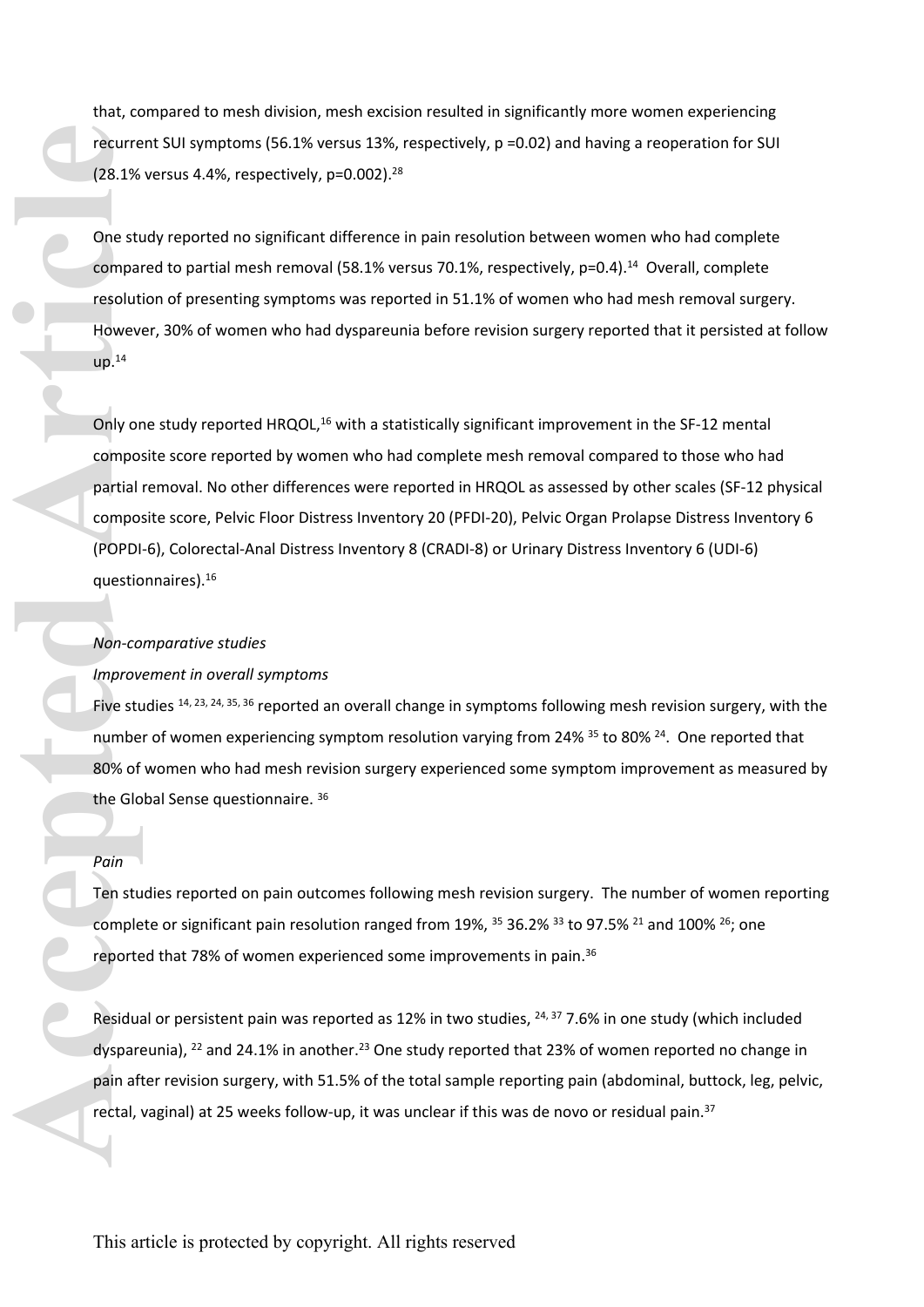that, compared to mesh division, mesh excision resulted in significantly more women experiencing recurrent SUI symptoms (56.1% versus 13%, respectively, p =0.02) and having a reoperation for SUI (28.1% versus 4.4%, respectively, p=0.002).[28]

One study reported no significant difference in pain resolution between women who had complete compared to partial mesh removal (58.1% versus 70.1%, respectively, p=0.4).[14] Overall, complete resolution of presenting symptoms was reported in 51.1% of women who had mesh removal surgery. However, 30% of women who had dyspareunia before revision surgery reported that it persisted at follow up.[14]

Only one study reported HRQOL,[16] with a statistically significant improvement in the SF-12 mental composite score reported by women who had complete mesh removal compared to those who had partial removal. No other differences were reported in HRQOL as assessed by other scales (SF-12 physical composite score, Pelvic Floor Distress Inventory 20 (PFDI-20), Pelvic Organ Prolapse Distress Inventory 6 (POPDI-6), Colorectal-Anal Distress Inventory 8 (CRADI-8) or Urinary Distress Inventory 6 (UDI-6) questionnaires).[16]

*Non-comparative studies*

*Improvement in overall symptoms*

Five studies [14, 23, 24, 35, 36] reported an overall change in symptoms following mesh revision surgery, with the number of women experiencing symptom resolution varying from 24% [35] to 80% [24]. One reported that 80% of women who had mesh revision surgery experienced some symptom improvement as measured by the Global Sense questionnaire. [36]

*Pain*

Ten studies reported on pain outcomes following mesh revision surgery. The number of women reporting complete or significant pain resolution ranged from 19%, [35] 36.2% [33] to 97.5% [21] and 100% [26]; one reported that 78% of women experienced some improvements in pain.[36]

Residual or persistent pain was reported as 12% in two studies, [24, 37] 7.6% in one study (which included dyspareunia), [22] and 24.1% in another.[23] One study reported that 23% of women reported no change in pain after revision surgery, with 51.5% of the total sample reporting pain (abdominal, buttock, leg, pelvic, rectal, vaginal) at 25 weeks follow-up, it was unclear if this was de novo or residual pain.[37]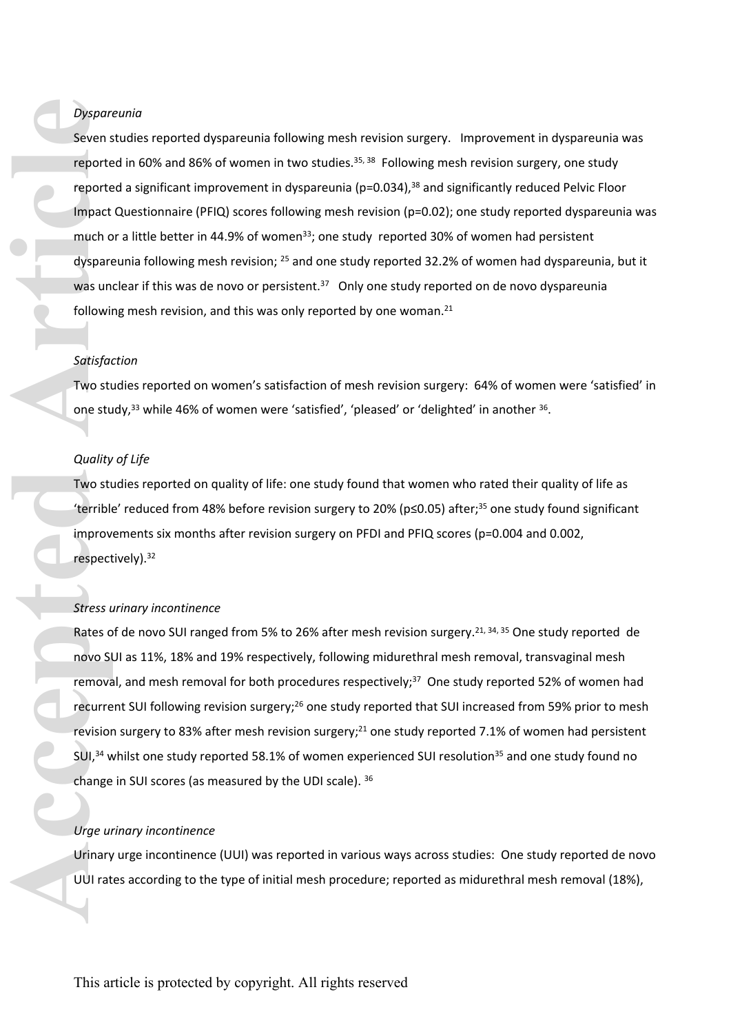*Dyspareunia*

Seven studies reported dyspareunia following mesh revision surgery. Improvement in dyspareunia was reported in 60% and 86% of women in two studies.[35, 38] Following mesh revision surgery, one study reported a significant improvement in dyspareunia ($p=0.034$),[38] and significantly reduced Pelvic Floor Impact Questionnaire (PFIQ) scores following mesh revision ($p=0.02$); one study reported dyspareunia was much or a little better in 44.9% of women[33]; one study reported 30% of women had persistent dyspareunia following mesh revision; [25] and one study reported 32.2% of women had dyspareunia, but it was unclear if this was de novo or persistent.[37] Only one study reported on de novo dyspareunia following mesh revision, and this was only reported by one woman.[21]

*Satisfaction*

Two studies reported on women's satisfaction of mesh revision surgery: 64% of women were 'satisfied' in one study,[33] while 46% of women were 'satisfied', 'pleased' or 'delighted' in another [36].

*Quality of Life*

Two studies reported on quality of life: one study found that women who rated their quality of life as 'terrible' reduced from 48% before revision surgery to 20% ($p \leq 0.05$) after;[35] one study found significant improvements six months after revision surgery on PFDI and PFIQ scores ($p=0.004$ and $0.002$, respectively).[32]

*Stress urinary incontinence*

Rates of de novo SUI ranged from 5% to 26% after mesh revision surgery.[21, 34, 35] One study reported de novo SUI as 11%, 18% and 19% respectively, following midurethral mesh removal, transvaginal mesh removal, and mesh removal for both procedures respectively;[37] One study reported 52% of women had recurrent SUI following revision surgery;[26] one study reported that SUI increased from 59% prior to mesh revision surgery to 83% after mesh revision surgery;[21] one study reported 7.1% of women had persistent SUI,[34] whilst one study reported 58.1% of women experienced SUI resolution[35] and one study found no change in SUI scores (as measured by the UDI scale). [36]

*Urge urinary incontinence*

Urinary urge incontinence (UUI) was reported in various ways across studies: One study reported de novo UUI rates according to the type of initial mesh procedure; reported as midurethral mesh removal (18%),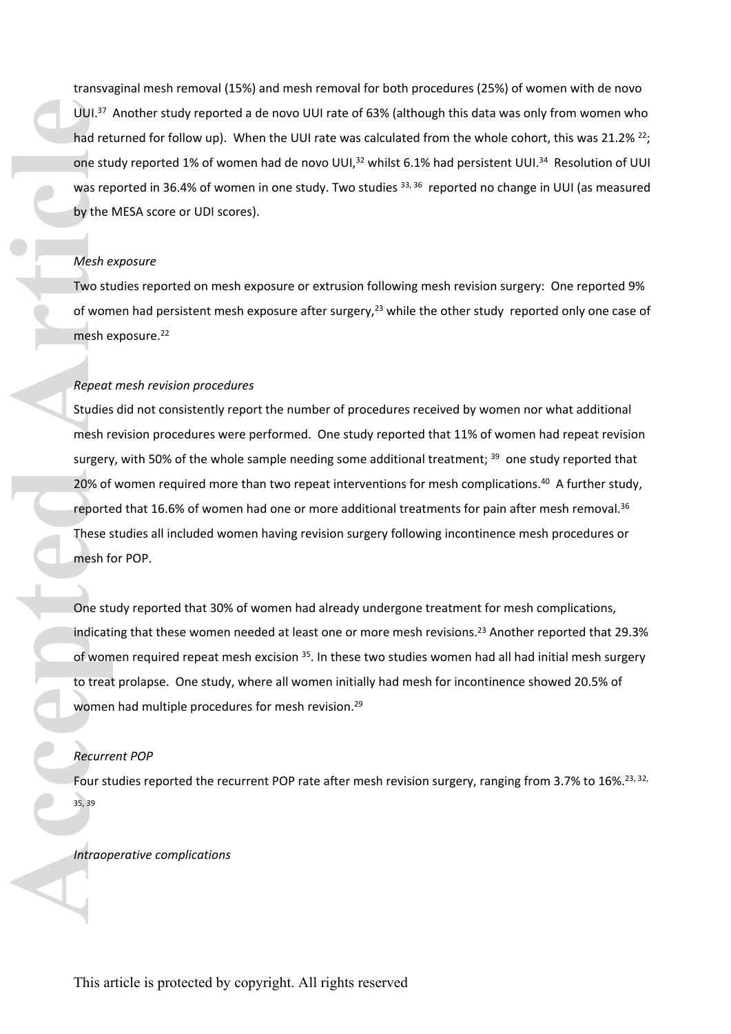transvaginal mesh removal (15%) and mesh removal for both procedures (25%) of women with de novo UUI.[37] Another study reported a de novo UUI rate of 63% (although this data was only from women who had returned for follow up). When the UUI rate was calculated from the whole cohort, this was 21.2% [22]; one study reported 1% of women had de novo UUI,[32] whilst 6.1% had persistent UUI.[34] Resolution of UUI was reported in 36.4% of women in one study. Two studies [33, 36] reported no change in UUI (as measured by the MESA score or UDI scores).

*Mesh exposure*

Two studies reported on mesh exposure or extrusion following mesh revision surgery: One reported 9% of women had persistent mesh exposure after surgery,[23] while the other study reported only one case of mesh exposure.[22]

*Repeat mesh revision procedures*

Studies did not consistently report the number of procedures received by women nor what additional mesh revision procedures were performed. One study reported that 11% of women had repeat revision surgery, with 50% of the whole sample needing some additional treatment; [39] one study reported that 20% of women required more than two repeat interventions for mesh complications.[40] A further study, reported that 16.6% of women had one or more additional treatments for pain after mesh removal.[36] These studies all included women having revision surgery following incontinence mesh procedures or mesh for POP.

One study reported that 30% of women had already undergone treatment for mesh complications, indicating that these women needed at least one or more mesh revisions.[23] Another reported that 29.3% of women required repeat mesh excision [35]. In these two studies women had all had initial mesh surgery to treat prolapse. One study, where all women initially had mesh for incontinence showed 20.5% of women had multiple procedures for mesh revision.[29]

*Recurrent POP*

Four studies reported the recurrent POP rate after mesh revision surgery, ranging from 3.7% to 16%.[23, 32, 35, 39]

*Intraoperative complications*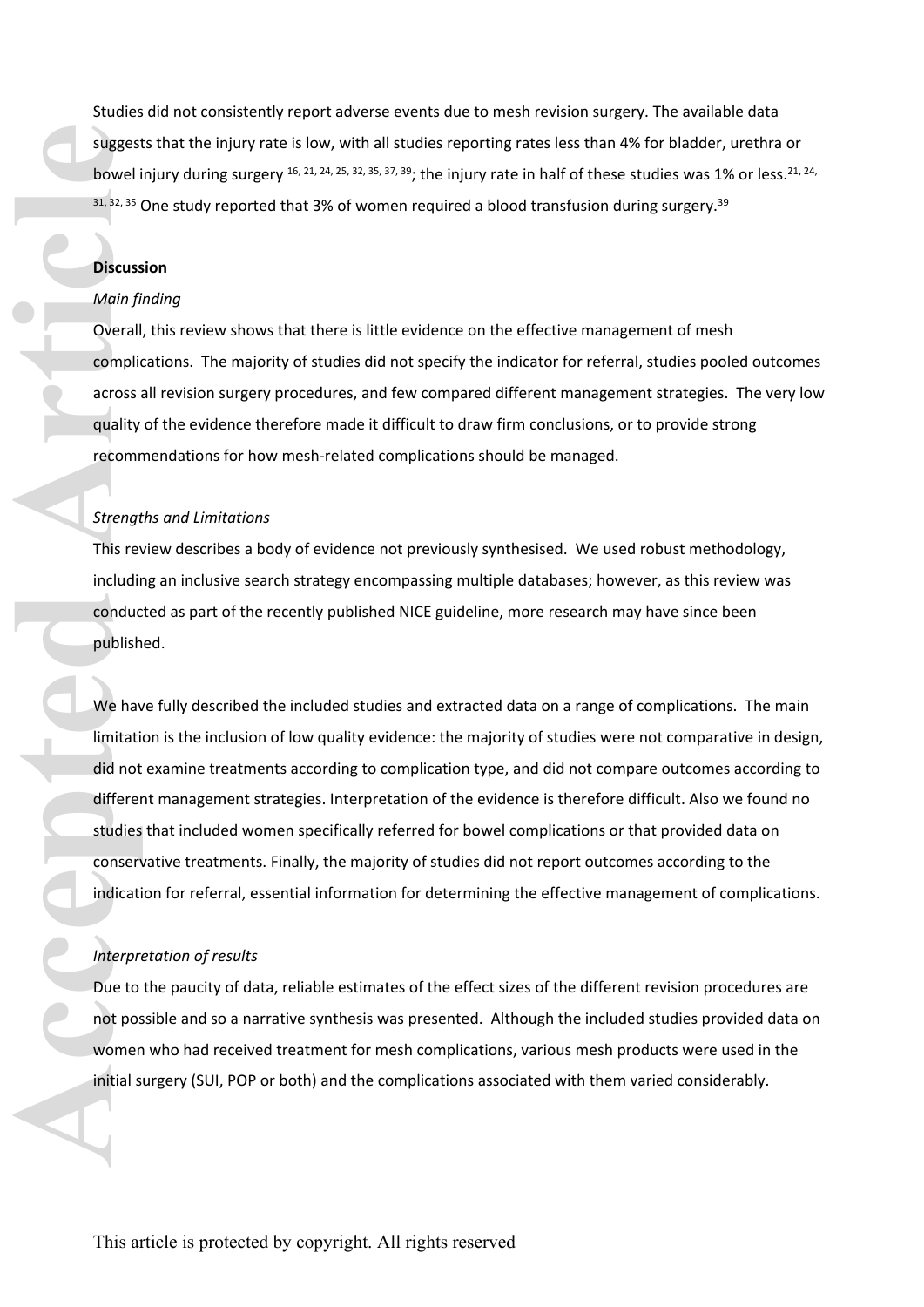Studies did not consistently report adverse events due to mesh revision surgery. The available data suggests that the injury rate is low, with all studies reporting rates less than 4% for bladder, urethra or bowel injury during surgery [16, 21, 24, 25, 32, 35, 37, 39]; the injury rate in half of these studies was 1% or less.[21, 24, 31, 32, 35] One study reported that 3% of women required a blood transfusion during surgery.[39]

## Discussion

### *Main finding*

Overall, this review shows that there is little evidence on the effective management of mesh complications. The majority of studies did not specify the indicator for referral, studies pooled outcomes across all revision surgery procedures, and few compared different management strategies. The very low quality of the evidence therefore made it difficult to draw firm conclusions, or to provide strong recommendations for how mesh-related complications should be managed.

### *Strengths and Limitations*

This review describes a body of evidence not previously synthesised. We used robust methodology, including an inclusive search strategy encompassing multiple databases; however, as this review was conducted as part of the recently published NICE guideline, more research may have since been published.

We have fully described the included studies and extracted data on a range of complications. The main limitation is the inclusion of low quality evidence: the majority of studies were not comparative in design, did not examine treatments according to complication type, and did not compare outcomes according to different management strategies. Interpretation of the evidence is therefore difficult. Also we found no studies that included women specifically referred for bowel complications or that provided data on conservative treatments. Finally, the majority of studies did not report outcomes according to the indication for referral, essential information for determining the effective management of complications.

### *Interpretation of results*

Due to the paucity of data, reliable estimates of the effect sizes of the different revision procedures are not possible and so a narrative synthesis was presented. Although the included studies provided data on women who had received treatment for mesh complications, various mesh products were used in the initial surgery (SUI, POP or both) and the complications associated with them varied considerably.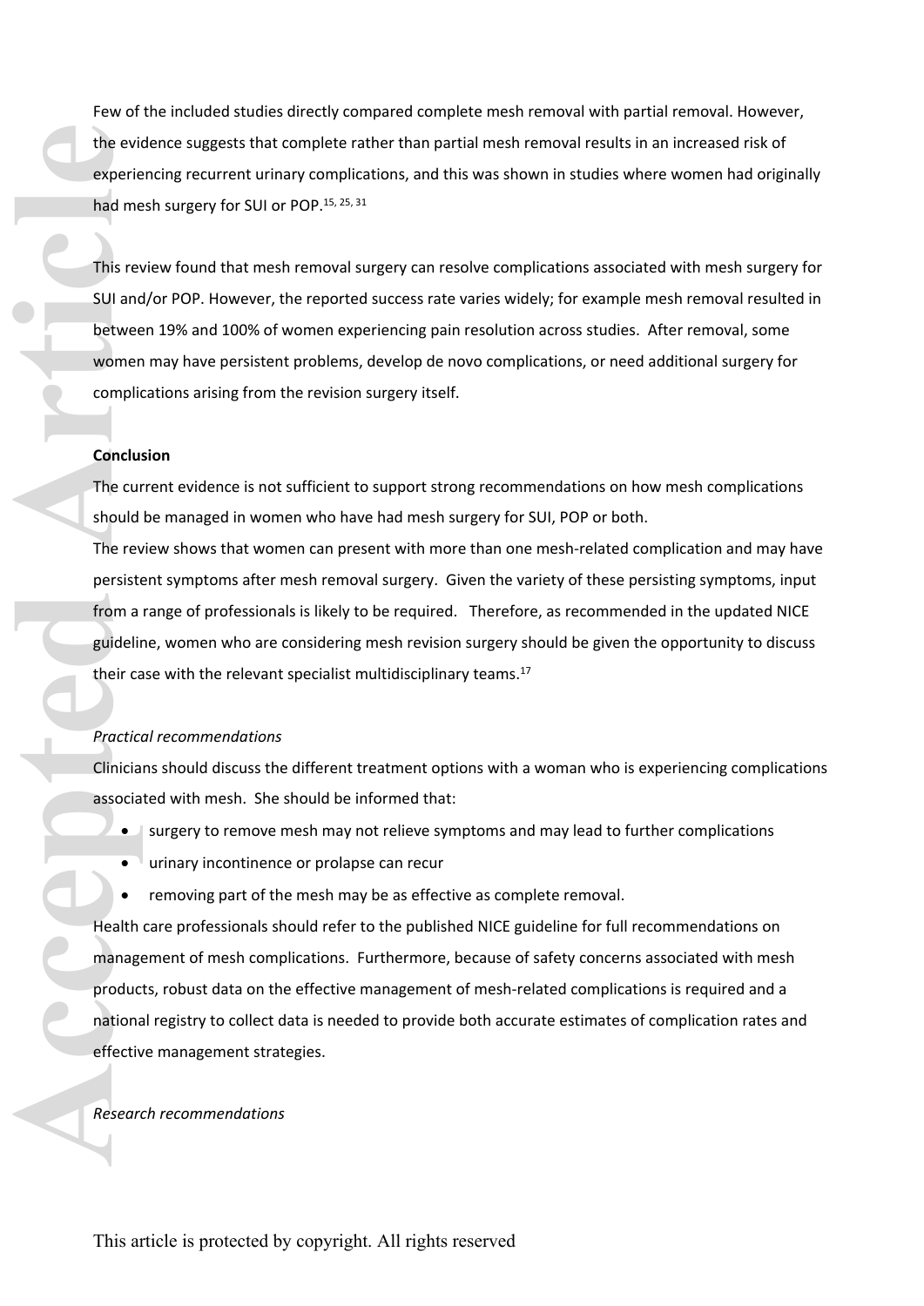Few of the included studies directly compared complete mesh removal with partial removal. However, the evidence suggests that complete rather than partial mesh removal results in an increased risk of experiencing recurrent urinary complications, and this was shown in studies where women had originally had mesh surgery for SUI or POP.[15, 25, 31]

This review found that mesh removal surgery can resolve complications associated with mesh surgery for SUI and/or POP. However, the reported success rate varies widely; for example mesh removal resulted in between 19% and 100% of women experiencing pain resolution across studies. After removal, some women may have persistent problems, develop de novo complications, or need additional surgery for complications arising from the revision surgery itself.

**Conclusion**

The current evidence is not sufficient to support strong recommendations on how mesh complications should be managed in women who have had mesh surgery for SUI, POP or both.

The review shows that women can present with more than one mesh-related complication and may have persistent symptoms after mesh removal surgery. Given the variety of these persisting symptoms, input from a range of professionals is likely to be required. Therefore, as recommended in the updated NICE guideline, women who are considering mesh revision surgery should be given the opportunity to discuss their case with the relevant specialist multidisciplinary teams.[17]

*Practical recommendations*

Clinicians should discuss the different treatment options with a woman who is experiencing complications associated with mesh. She should be informed that:

- surgery to remove mesh may not relieve symptoms and may lead to further complications
- urinary incontinence or prolapse can recur
- removing part of the mesh may be as effective as complete removal.

Health care professionals should refer to the published NICE guideline for full recommendations on management of mesh complications. Furthermore, because of safety concerns associated with mesh products, robust data on the effective management of mesh-related complications is required and a national registry to collect data is needed to provide both accurate estimates of complication rates and effective management strategies.

*Research recommendations*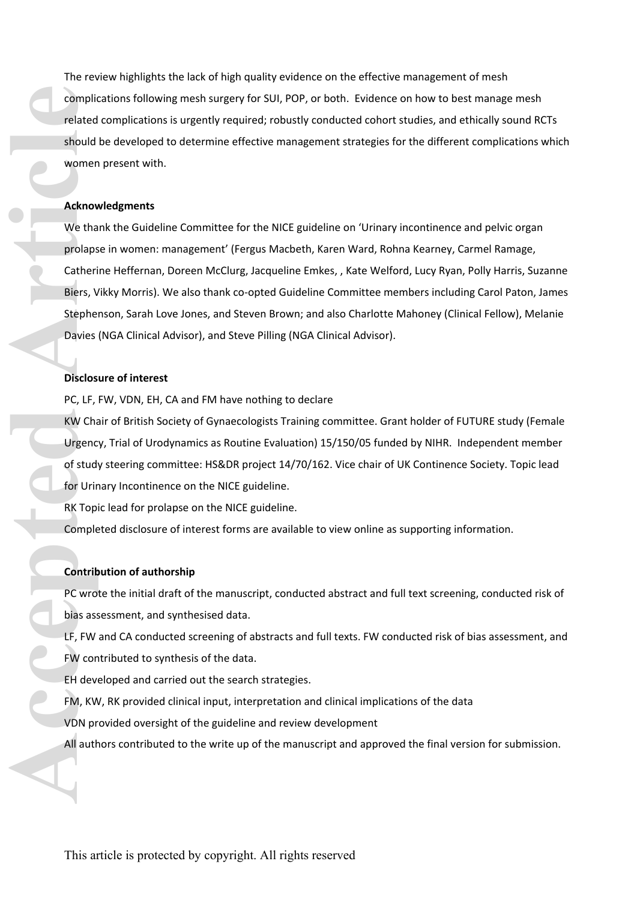The review highlights the lack of high quality evidence on the effective management of mesh complications following mesh surgery for SUI, POP, or both. Evidence on how to best manage mesh related complications is urgently required; robustly conducted cohort studies, and ethically sound RCTs should be developed to determine effective management strategies for the different complications which women present with.

**Acknowledgments**

We thank the Guideline Committee for the NICE guideline on 'Urinary incontinence and pelvic organ prolapse in women: management' (Fergus Macbeth, Karen Ward, Rohna Kearney, Carmel Ramage, Catherine Heffernan, Doreen McClurg, Jacqueline Emkes, , Kate Welford, Lucy Ryan, Polly Harris, Suzanne Biers, Vikky Morris). We also thank co-opted Guideline Committee members including Carol Paton, James Stephenson, Sarah Love Jones, and Steven Brown; and also Charlotte Mahoney (Clinical Fellow), Melanie Davies (NGA Clinical Advisor), and Steve Pilling (NGA Clinical Advisor).

**Disclosure of interest**

PC, LF, FW, VDN, EH, CA and FM have nothing to declare

KW Chair of British Society of Gynaecologists Training committee. Grant holder of FUTURE study (Female Urgency, Trial of Urodynamics as Routine Evaluation) 15/150/05 funded by NIHR. Independent member of study steering committee: HS&DR project 14/70/162. Vice chair of UK Continence Society. Topic lead for Urinary Incontinence on the NICE guideline.

RK Topic lead for prolapse on the NICE guideline.

Completed disclosure of interest forms are available to view online as supporting information.

**Contribution of authorship**

PC wrote the initial draft of the manuscript, conducted abstract and full text screening, conducted risk of bias assessment, and synthesised data.

LF, FW and CA conducted screening of abstracts and full texts. FW conducted risk of bias assessment, and FW contributed to synthesis of the data.

EH developed and carried out the search strategies.

FM, KW, RK provided clinical input, interpretation and clinical implications of the data

VDN provided oversight of the guideline and review development

All authors contributed to the write up of the manuscript and approved the final version for submission.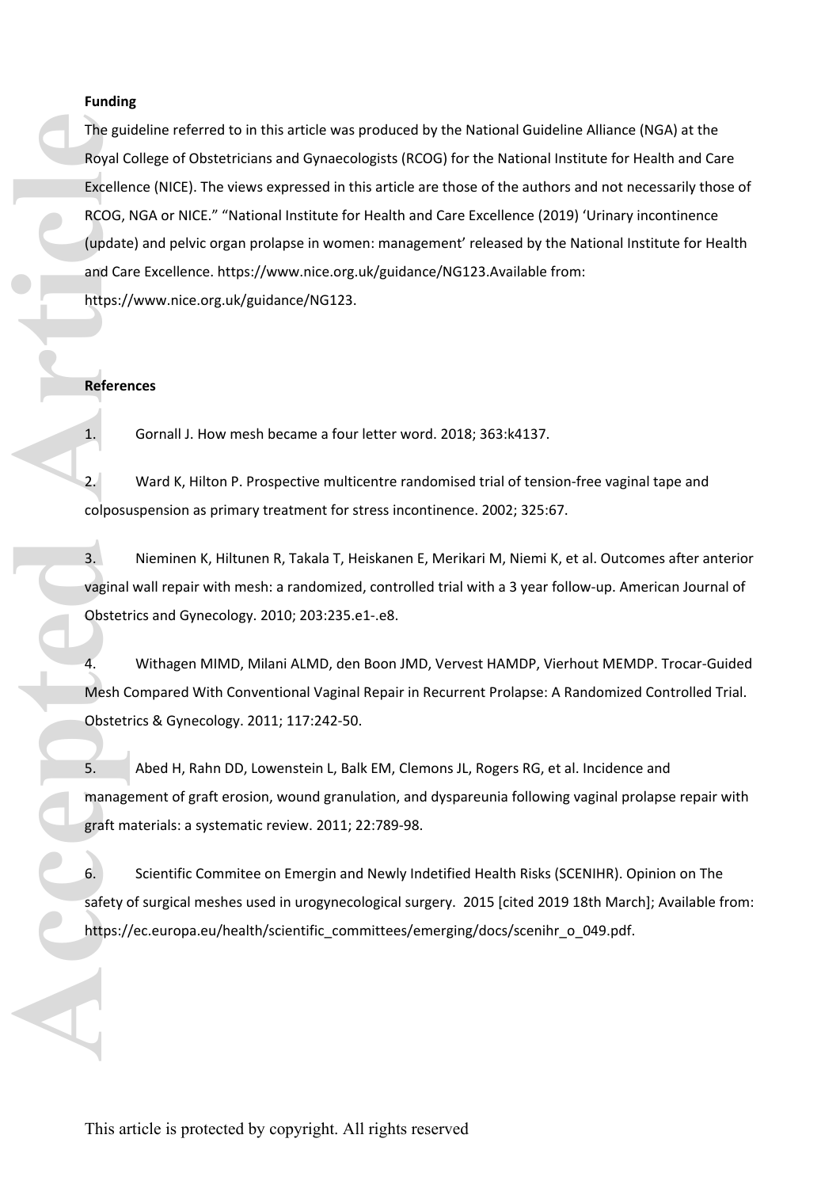**Funding**

The guideline referred to in this article was produced by the National Guideline Alliance (NGA) at the Royal College of Obstetricians and Gynaecologists (RCOG) for the National Institute for Health and Care Excellence (NICE). The views expressed in this article are those of the authors and not necessarily those of RCOG, NGA or NICE." "National Institute for Health and Care Excellence (2019) 'Urinary incontinence (update) and pelvic organ prolapse in women: management' released by the National Institute for Health and Care Excellence. https://www.nice.org.uk/guidance/NG123.Available from: https://www.nice.org.uk/guidance/NG123.

**References**

1. Gornall J. How mesh became a four letter word. 2018; 363:k4137.

2. Ward K, Hilton P. Prospective multicentre randomised trial of tension-free vaginal tape and colposuspension as primary treatment for stress incontinence. 2002; 325:67.

3. Nieminen K, Hiltunen R, Takala T, Heiskanen E, Merikari M, Niemi K, et al. Outcomes after anterior vaginal wall repair with mesh: a randomized, controlled trial with a 3 year follow-up. American Journal of Obstetrics and Gynecology. 2010; 203:235.e1-.e8.

4. Withagen MIMD, Milani ALMD, den Boon JMD, Vervest HAMDP, Vierhout MEMDP. Trocar-Guided Mesh Compared With Conventional Vaginal Repair in Recurrent Prolapse: A Randomized Controlled Trial. Obstetrics & Gynecology. 2011; 117:242-50.

5. Abed H, Rahn DD, Lowenstein L, Balk EM, Clemons JL, Rogers RG, et al. Incidence and management of graft erosion, wound granulation, and dyspareunia following vaginal prolapse repair with graft materials: a systematic review. 2011; 22:789-98.

6. Scientific Commitee on Emergin and Newly Indetified Health Risks (SCENIHR). Opinion on The safety of surgical meshes used in urogynecological surgery. 2015 [cited 2019 18th March]; Available from: https://ec.europa.eu/health/scientific_committees/emerging/docs/scenihr_o_049.pdf.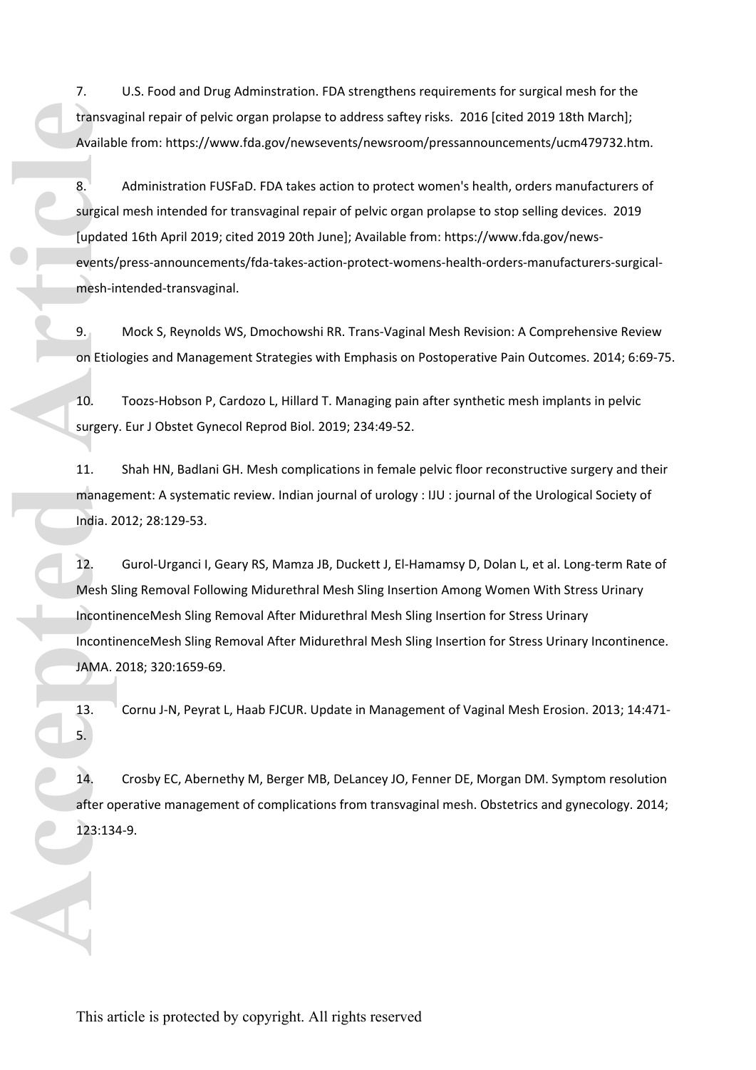7. U.S. Food and Drug Adminstration. FDA strengthens requirements for surgical mesh for the transvaginal repair of pelvic organ prolapse to address saftey risks. 2016 [cited 2019 18th March]; Available from: https://www.fda.gov/newsevents/newsroom/pressannouncements/ucm479732.htm.

8. Administration FUSFaD. FDA takes action to protect women's health, orders manufacturers of surgical mesh intended for transvaginal repair of pelvic organ prolapse to stop selling devices. 2019 [updated 16th April 2019; cited 2019 20th June]; Available from: https://www.fda.gov/news-events/press-announcements/fda-takes-action-protect-womens-health-orders-manufacturers-surgical-mesh-intended-transvaginal.

9. Mock S, Reynolds WS, Dmochowshi RR. Trans-Vaginal Mesh Revision: A Comprehensive Review on Etiologies and Management Strategies with Emphasis on Postoperative Pain Outcomes. 2014; 6:69-75.

10. Toozs-Hobson P, Cardozo L, Hillard T. Managing pain after synthetic mesh implants in pelvic surgery. Eur J Obstet Gynecol Reprod Biol. 2019; 234:49-52.

11. Shah HN, Badlani GH. Mesh complications in female pelvic floor reconstructive surgery and their management: A systematic review. Indian journal of urology : IJU : journal of the Urological Society of India. 2012; 28:129-53.

12. Gurol-Urganci I, Geary RS, Mamza JB, Duckett J, El-Hamamsy D, Dolan L, et al. Long-term Rate of Mesh Sling Removal Following Midurethral Mesh Sling Insertion Among Women With Stress Urinary IncontinenceMesh Sling Removal After Midurethral Mesh Sling Insertion for Stress Urinary IncontinenceMesh Sling Removal After Midurethral Mesh Sling Insertion for Stress Urinary Incontinence. JAMA. 2018; 320:1659-69.

13. Cornu J-N, Peyrat L, Haab FJCUR. Update in Management of Vaginal Mesh Erosion. 2013; 14:471-5.

14. Crosby EC, Abernethy M, Berger MB, DeLancey JO, Fenner DE, Morgan DM. Symptom resolution after operative management of complications from transvaginal mesh. Obstetrics and gynecology. 2014; 123:134-9.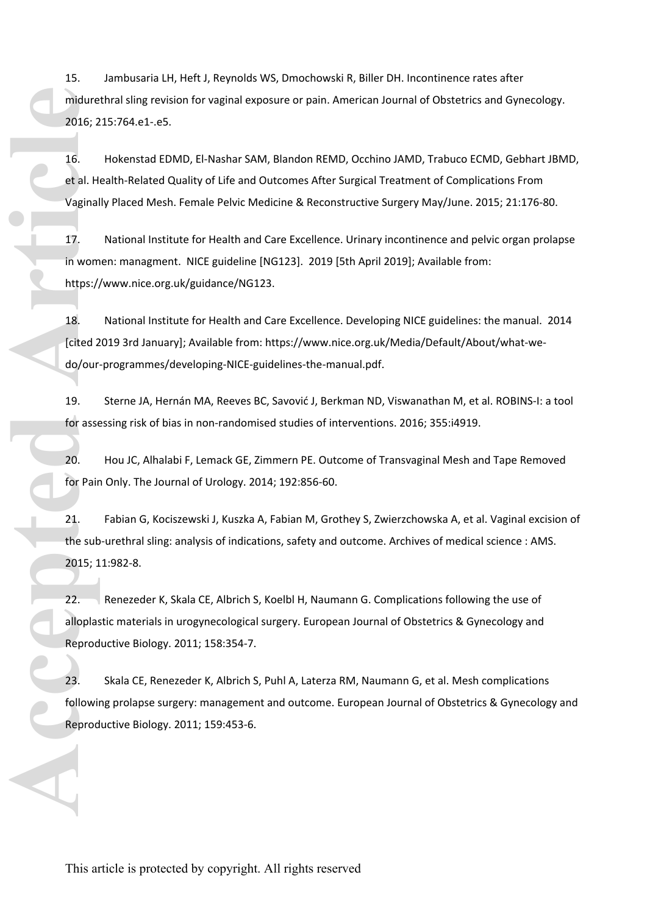15. Jambusaria LH, Heft J, Reynolds WS, Dmochowski R, Biller DH. Incontinence rates after midurethral sling revision for vaginal exposure or pain. American Journal of Obstetrics and Gynecology. 2016; 215:764.e1-.e5.

16. Hokenstad EDMD, El-Nashar SAM, Blandon REMD, Occhino JAMD, Trabuco ECMD, Gebhart JBMD, et al. Health-Related Quality of Life and Outcomes After Surgical Treatment of Complications From Vaginally Placed Mesh. Female Pelvic Medicine & Reconstructive Surgery May/June. 2015; 21:176-80.

17. National Institute for Health and Care Excellence. Urinary incontinence and pelvic organ prolapse in women: managment. NICE guideline [NG123]. 2019 [5th April 2019]; Available from: https://www.nice.org.uk/guidance/NG123.

18. National Institute for Health and Care Excellence. Developing NICE guidelines: the manual. 2014 [cited 2019 3rd January]; Available from: https://www.nice.org.uk/Media/Default/About/what-we-do/our-programmes/developing-NICE-guidelines-the-manual.pdf.

19. Sterne JA, Hernán MA, Reeves BC, Savović J, Berkman ND, Viswanathan M, et al. ROBINS-I: a tool for assessing risk of bias in non-randomised studies of interventions. 2016; 355:i4919.

20. Hou JC, Alhalabi F, Lemack GE, Zimmern PE. Outcome of Transvaginal Mesh and Tape Removed for Pain Only. The Journal of Urology. 2014; 192:856-60.

21. Fabian G, Kociszewski J, Kuszka A, Fabian M, Grothey S, Zwierzchowska A, et al. Vaginal excision of the sub-urethral sling: analysis of indications, safety and outcome. Archives of medical science : AMS. 2015; 11:982-8.

22. Renezeder K, Skala CE, Albrich S, Koelbl H, Naumann G. Complications following the use of alloplastic materials in urogynecological surgery. European Journal of Obstetrics & Gynecology and Reproductive Biology. 2011; 158:354-7.

23. Skala CE, Renezeder K, Albrich S, Puhl A, Laterza RM, Naumann G, et al. Mesh complications following prolapse surgery: management and outcome. European Journal of Obstetrics & Gynecology and Reproductive Biology. 2011; 159:453-6.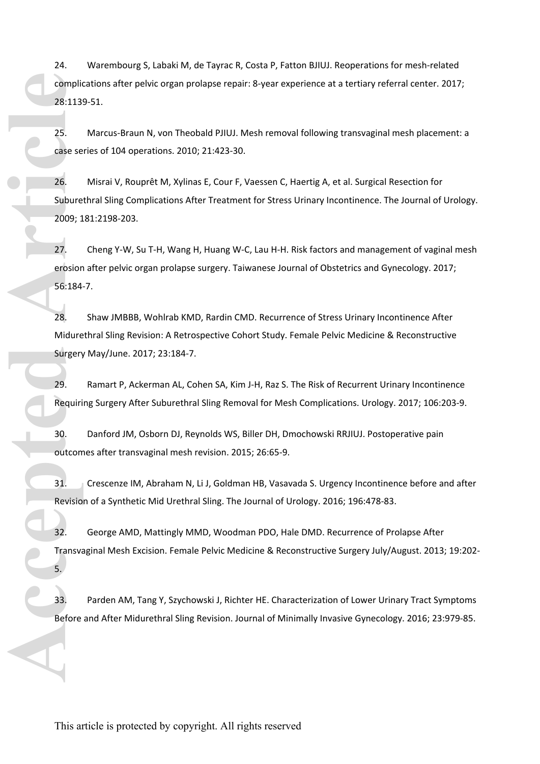24. Warembourg S, Labaki M, de Tayrac R, Costa P, Fatton BJIUJ. Reoperations for mesh-related complications after pelvic organ prolapse repair: 8-year experience at a tertiary referral center. 2017; 28:1139-51.

25. Marcus-Braun N, von Theobald PJIUJ. Mesh removal following transvaginal mesh placement: a case series of 104 operations. 2010; 21:423-30.

26. Misrai V, Rouprêt M, Xylinas E, Cour F, Vaessen C, Haertig A, et al. Surgical Resection for Suburethral Sling Complications After Treatment for Stress Urinary Incontinence. The Journal of Urology. 2009; 181:2198-203.

27. Cheng Y-W, Su T-H, Wang H, Huang W-C, Lau H-H. Risk factors and management of vaginal mesh erosion after pelvic organ prolapse surgery. Taiwanese Journal of Obstetrics and Gynecology. 2017; 56:184-7.

28. Shaw JMBBB, Wohlrab KMD, Rardin CMD. Recurrence of Stress Urinary Incontinence After Midurethral Sling Revision: A Retrospective Cohort Study. Female Pelvic Medicine & Reconstructive Surgery May/June. 2017; 23:184-7.

29. Ramart P, Ackerman AL, Cohen SA, Kim J-H, Raz S. The Risk of Recurrent Urinary Incontinence Requiring Surgery After Suburethral Sling Removal for Mesh Complications. Urology. 2017; 106:203-9.

30. Danford JM, Osborn DJ, Reynolds WS, Biller DH, Dmochowski RRJIUJ. Postoperative pain outcomes after transvaginal mesh revision. 2015; 26:65-9.

31. Crescenze IM, Abraham N, Li J, Goldman HB, Vasavada S. Urgency Incontinence before and after Revision of a Synthetic Mid Urethral Sling. The Journal of Urology. 2016; 196:478-83.

32. George AMD, Mattingly MMD, Woodman PDO, Hale DMD. Recurrence of Prolapse After Transvaginal Mesh Excision. Female Pelvic Medicine & Reconstructive Surgery July/August. 2013; 19:202-5.

33. Parden AM, Tang Y, Szychowski J, Richter HE. Characterization of Lower Urinary Tract Symptoms Before and After Midurethral Sling Revision. Journal of Minimally Invasive Gynecology. 2016; 23:979-85.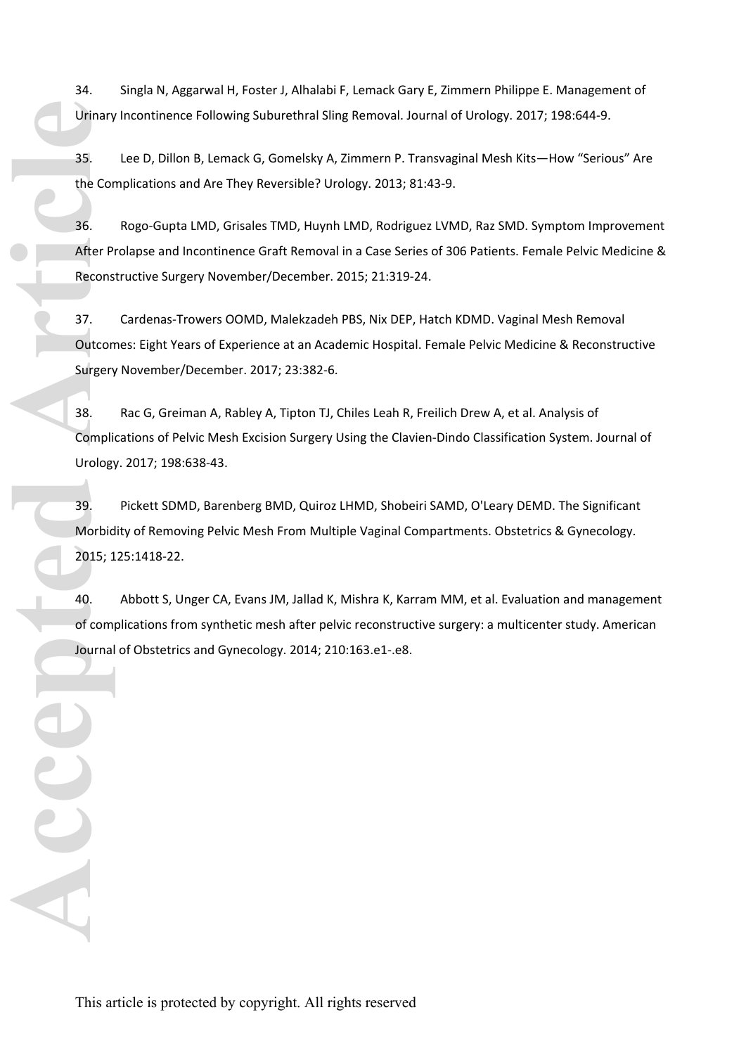34. Singla N, Aggarwal H, Foster J, Alhalabi F, Lemack Gary E, Zimmern Philippe E. Management of Urinary Incontinence Following Suburethral Sling Removal. Journal of Urology. 2017; 198:644-9.

35. Lee D, Dillon B, Lemack G, Gomelsky A, Zimmern P. Transvaginal Mesh Kits—How "Serious" Are the Complications and Are They Reversible? Urology. 2013; 81:43-9.

36. Rogo-Gupta LMD, Grisales TMD, Huynh LMD, Rodriguez LVMD, Raz SMD. Symptom Improvement After Prolapse and Incontinence Graft Removal in a Case Series of 306 Patients. Female Pelvic Medicine & Reconstructive Surgery November/December. 2015; 21:319-24.

37. Cardenas-Trowers OOMD, Malekzadeh PBS, Nix DEP, Hatch KDMD. Vaginal Mesh Removal Outcomes: Eight Years of Experience at an Academic Hospital. Female Pelvic Medicine & Reconstructive Surgery November/December. 2017; 23:382-6.

38. Rac G, Greiman A, Rabley A, Tipton TJ, Chiles Leah R, Freilich Drew A, et al. Analysis of Complications of Pelvic Mesh Excision Surgery Using the Clavien-Dindo Classification System. Journal of Urology. 2017; 198:638-43.

39. Pickett SDMD, Barenberg BMD, Quiroz LHMD, Shobeiri SAMD, O'Leary DEMD. The Significant Morbidity of Removing Pelvic Mesh From Multiple Vaginal Compartments. Obstetrics & Gynecology. 2015; 125:1418-22.

40. Abbott S, Unger CA, Evans JM, Jallad K, Mishra K, Karram MM, et al. Evaluation and management of complications from synthetic mesh after pelvic reconstructive surgery: a multicenter study. American Journal of Obstetrics and Gynecology. 2014; 210:163.e1-.e8.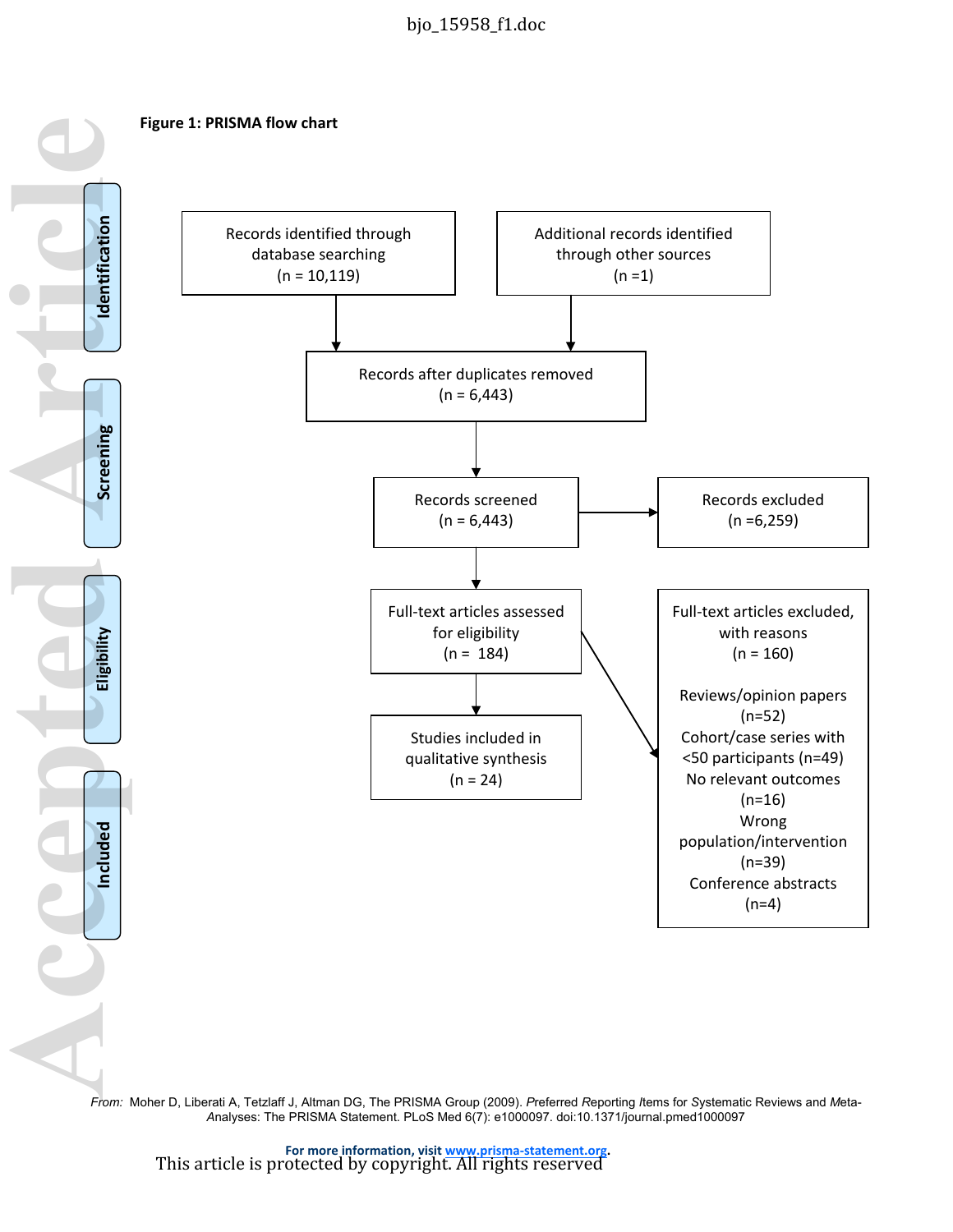**Figure 1: PRISMA flow chart**

Identification

Records identified through database searching
(n = 10,119)

Additional records identified through other sources
(n =1)

Screening

Records after duplicates removed
(n = 6,443)

Records screened
(n = 6,443)

Records excluded
(n =6,259)

Eligibility

Full-text articles assessed for eligibility
(n = 184)

Full-text articles excluded, with reasons
(n = 160)

Reviews/opinion papers
(n=52)
Cohort/case series with <50 participants (n=49)
No relevant outcomes
(n=16)
Wrong population/intervention
(n=39)
Conference abstracts
(n=4)

Included

Studies included in qualitative synthesis
(n = 24)

*From:* Moher D, Liberati A, Tetzlaff J, Altman DG, The PRISMA Group (2009). *P*referred *R*eporting *I*tems for *S*ystematic Reviews and *M*eta-*A*nalyses: The PRISMA Statement. PLoS Med 6(7): e1000097. doi:10.1371/journal.pmed1000097

**For more information, visit www.prisma-statement.org.**